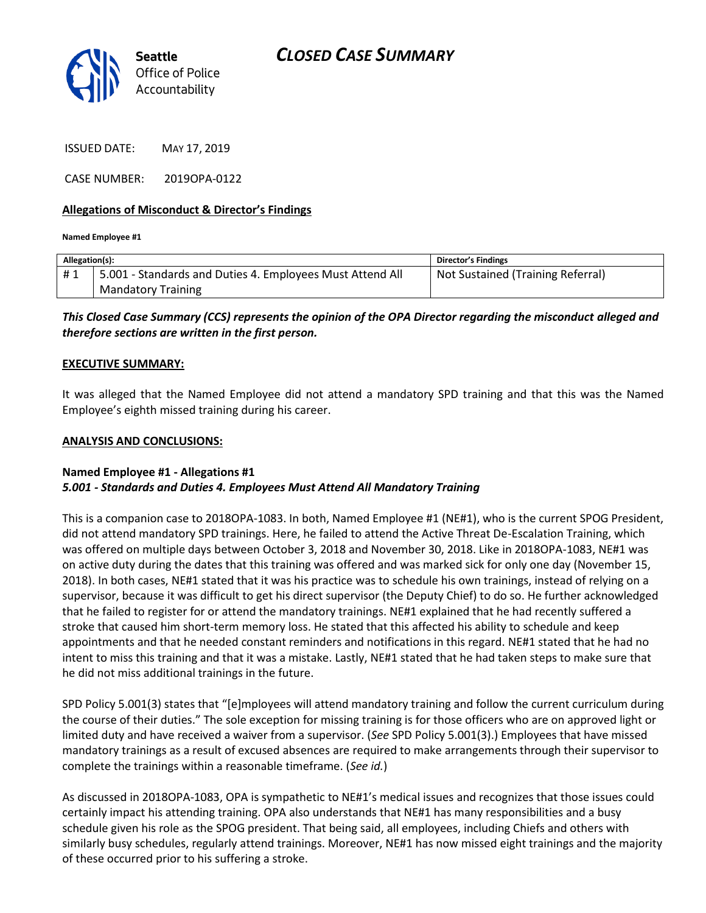# CLOSED CASE SUMMARY

Seattle
Office of Police
Accountability

ISSUED DATE: MAY 17, 2019

CASE NUMBER: 2019OPA-0122

## Allegations of Misconduct & Director's Findings

**Named Employee #1**

| Allegation(s): | | Director's Findings |
|---|---|---|
| # 1 | 5.001 - Standards and Duties 4. Employees Must Attend All Mandatory Training | Not Sustained (Training Referral) |

***This Closed Case Summary (CCS) represents the opinion of the OPA Director regarding the misconduct alleged and therefore sections are written in the first person.***

**EXECUTIVE SUMMARY:**

It was alleged that the Named Employee did not attend a mandatory SPD training and that this was the Named Employee's eighth missed training during his career.

**ANALYSIS AND CONCLUSIONS:**

**Named Employee #1 - Allegations #1**
***5.001 - Standards and Duties 4. Employees Must Attend All Mandatory Training***

This is a companion case to 2018OPA-1083. In both, Named Employee #1 (NE#1), who is the current SPOG President, did not attend mandatory SPD trainings. Here, he failed to attend the Active Threat De-Escalation Training, which was offered on multiple days between October 3, 2018 and November 30, 2018. Like in 2018OPA-1083, NE#1 was on active duty during the dates that this training was offered and was marked sick for only one day (November 15, 2018). In both cases, NE#1 stated that it was his practice was to schedule his own trainings, instead of relying on a supervisor, because it was difficult to get his direct supervisor (the Deputy Chief) to do so. He further acknowledged that he failed to register for or attend the mandatory trainings. NE#1 explained that he had recently suffered a stroke that caused him short-term memory loss. He stated that this affected his ability to schedule and keep appointments and that he needed constant reminders and notifications in this regard. NE#1 stated that he had no intent to miss this training and that it was a mistake. Lastly, NE#1 stated that he had taken steps to make sure that he did not miss additional trainings in the future.

SPD Policy 5.001(3) states that "[e]mployees will attend mandatory training and follow the current curriculum during the course of their duties." The sole exception for missing training is for those officers who are on approved light or limited duty and have received a waiver from a supervisor. (*See* SPD Policy 5.001(3).) Employees that have missed mandatory trainings as a result of excused absences are required to make arrangements through their supervisor to complete the trainings within a reasonable timeframe. (*See id.*)

As discussed in 2018OPA-1083, OPA is sympathetic to NE#1's medical issues and recognizes that those issues could certainly impact his attending training. OPA also understands that NE#1 has many responsibilities and a busy schedule given his role as the SPOG president. That being said, all employees, including Chiefs and others with similarly busy schedules, regularly attend trainings. Moreover, NE#1 has now missed eight trainings and the majority of these occurred prior to his suffering a stroke.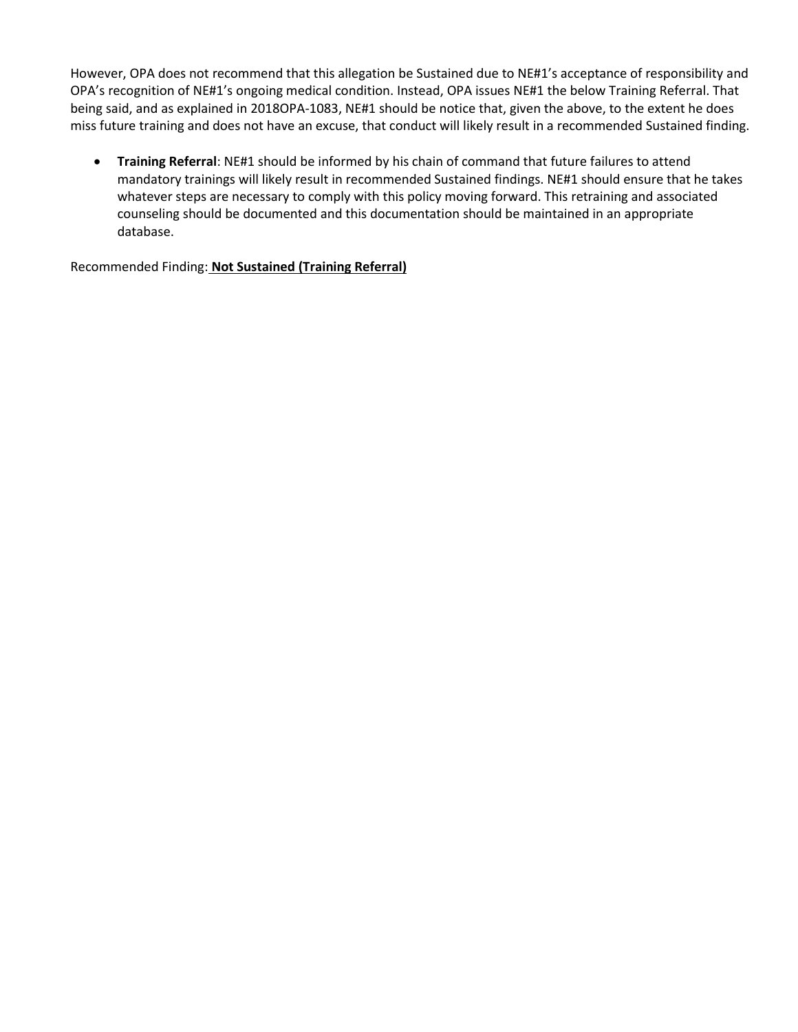However, OPA does not recommend that this allegation be Sustained due to NE#1's acceptance of responsibility and OPA's recognition of NE#1's ongoing medical condition. Instead, OPA issues NE#1 the below Training Referral. That being said, and as explained in 2018OPA-1083, NE#1 should be notice that, given the above, to the extent he does miss future training and does not have an excuse, that conduct will likely result in a recommended Sustained finding.

- **Training Referral**: NE#1 should be informed by his chain of command that future failures to attend mandatory trainings will likely result in recommended Sustained findings. NE#1 should ensure that he takes whatever steps are necessary to comply with this policy moving forward. This retraining and associated counseling should be documented and this documentation should be maintained in an appropriate database.

Recommended Finding: **Not Sustained (Training Referral)**